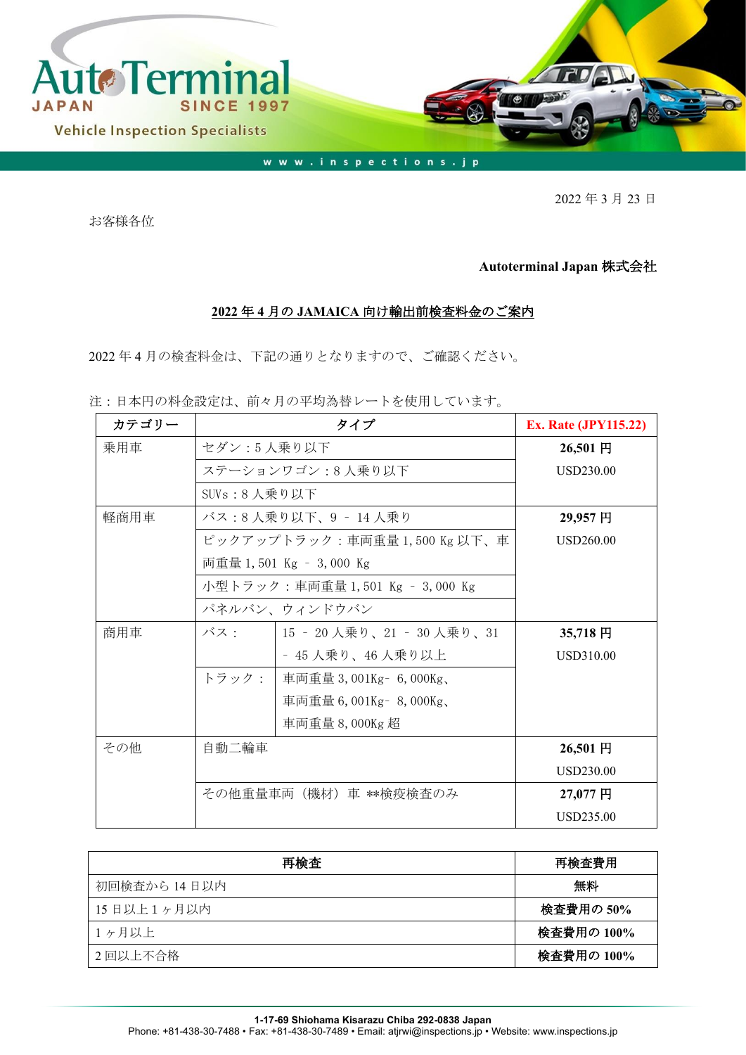2022 年 3 月 23 日

お客様各位

**Autoterminal Japan 株式会社**

## 2022 年 4 月の JAMAICA 向け輸出前検査料金のご案内

2022 年 4 月の検査料金は、下記の通りとなりますので、ご確認ください。

注：日本円の料金設定は、前々月の平均為替レートを使用しています。

| カテゴリー | タイプ | | Ex. Rate (JPY115.22) |
|---|---|---|---|
| 乗用車 | セダン：5 人乗り以下 | | **26,501 円**<br>USD230.00 |
| | ステーションワゴン：8 人乗り以下 | | |
| | SUVs：8 人乗り以下 | | |
| 軽商用車 | バス：8 人乗り以下、9 – 14 人乗り | | **29,957 円**<br>USD260.00 |
| | ピックアップトラック：車両重量 1,500 Kg 以下、車両重量 1,501 Kg – 3,000 Kg | | |
| | 小型トラック：車両重量 1,501 Kg – 3,000 Kg | | |
| | パネルバン、ウィンドウバン | | |
| 商用車 | バス： | 15 – 20 人乗り、21 – 30 人乗り、31 – 45 人乗り、46 人乗り以上 | **35,718 円**<br>USD310.00 |
| | トラック： | 車両重量 3,001Kg– 6,000Kg、<br>車両重量 6,001Kg– 8,000Kg、<br>車両重量 8,000Kg 超 | |
| その他 | 自動二輪車 | | **26,501 円**<br>USD230.00 |
| | その他重量車両（機材）車 **検疫検査のみ | | **27,077 円**<br>USD235.00 |

| 再検査 | 再検査費用 |
|---|---|
| 初回検査から 14 日以内 | **無料** |
| 15 日以上 1 ヶ月以内 | **検査費用の 50%** |
| 1 ヶ月以上 | **検査費用の 100%** |
| 2 回以上不合格 | **検査費用の 100%** |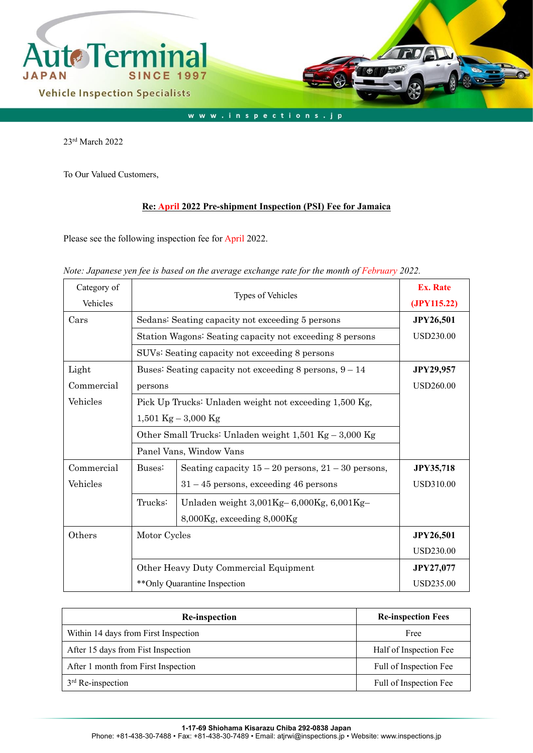23rd March 2022

To Our Valued Customers,

**Re: April 2022 Pre-shipment Inspection (PSI) Fee for Jamaica**

Please see the following inspection fee for April 2022.

*Note: Japanese yen fee is based on the average exchange rate for the month of February 2022.*

| Category of Vehicles | Types of Vehicles | | Ex. Rate (JPY115.22) |
|---|---|---|---|
| Cars | Sedans: Seating capacity not exceeding 5 persons | | **JPY26,501** USD230.00 |
| | Station Wagons: Seating capacity not exceeding 8 persons | | |
| | SUVs: Seating capacity not exceeding 8 persons | | |
| Light Commercial Vehicles | Buses: Seating capacity not exceeding 8 persons, 9 – 14 persons | | **JPY29,957** USD260.00 |
| | Pick Up Trucks: Unladen weight not exceeding 1,500 Kg, 1,501 Kg – 3,000 Kg | | |
| | Other Small Trucks: Unladen weight 1,501 Kg – 3,000 Kg | | |
| | Panel Vans, Window Vans | | |
| Commercial Vehicles | Buses: | Seating capacity 15 – 20 persons, 21 – 30 persons, 31 – 45 persons, exceeding 46 persons | **JPY35,718** USD310.00 |
| | Trucks: | Unladen weight 3,001Kg– 6,000Kg, 6,001Kg– 8,000Kg, exceeding 8,000Kg | |
| Others | Motor Cycles | | **JPY26,501** USD230.00 |
| | Other Heavy Duty Commercial Equipment **Only Quarantine Inspection | | **JPY27,077** USD235.00 |

| Re-inspection | Re-inspection Fees |
|---|---|
| Within 14 days from First Inspection | Free |
| After 15 days from Fist Inspection | Half of Inspection Fee |
| After 1 month from First Inspection | Full of Inspection Fee |
| 3rd Re-inspection | Full of Inspection Fee |